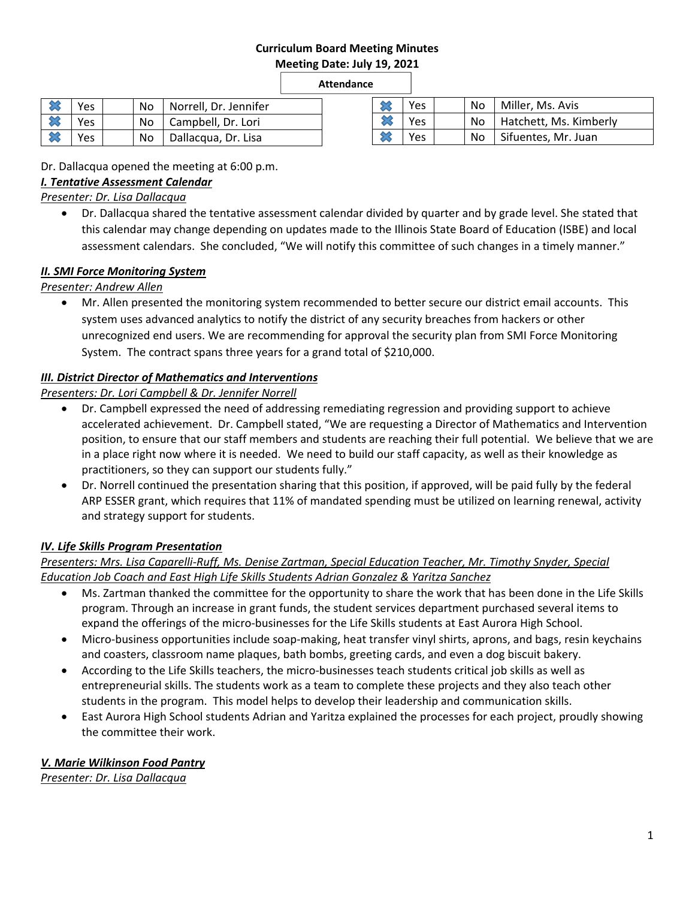**Curriculum Board Meeting Minutes**
**Meeting Date: July 19, 2021**

**Attendance**

| | | | | |
|---|---|---|---|---|
| ✖ | Yes | | No | Norrell, Dr. Jennifer |
| ✖ | Yes | | No | Campbell, Dr. Lori |
| ✖ | Yes | | No | Dallacqua, Dr. Lisa |

| | | | | |
|---|---|---|---|---|
| ✖ | Yes | | No | Miller, Ms. Avis |
| ✖ | Yes | | No | Hatchett, Ms. Kimberly |
| ✖ | Yes | | No | Sifuentes, Mr. Juan |

Dr. Dallacqua opened the meeting at 6:00 p.m.

***I. Tentative Assessment Calendar***

*Presenter: Dr. Lisa Dallacqua*

- Dr. Dallacqua shared the tentative assessment calendar divided by quarter and by grade level. She stated that this calendar may change depending on updates made to the Illinois State Board of Education (ISBE) and local assessment calendars. She concluded, "We will notify this committee of such changes in a timely manner."

***II. SMI Force Monitoring System***

*Presenter: Andrew Allen*

- Mr. Allen presented the monitoring system recommended to better secure our district email accounts. This system uses advanced analytics to notify the district of any security breaches from hackers or other unrecognized end users. We are recommending for approval the security plan from SMI Force Monitoring System. The contract spans three years for a grand total of $210,000.

***III. District Director of Mathematics and Interventions***

*Presenters: Dr. Lori Campbell & Dr. Jennifer Norrell*

- Dr. Campbell expressed the need of addressing remediating regression and providing support to achieve accelerated achievement. Dr. Campbell stated, "We are requesting a Director of Mathematics and Intervention position, to ensure that our staff members and students are reaching their full potential. We believe that we are in a place right now where it is needed. We need to build our staff capacity, as well as their knowledge as practitioners, so they can support our students fully."
- Dr. Norrell continued the presentation sharing that this position, if approved, will be paid fully by the federal ARP ESSER grant, which requires that 11% of mandated spending must be utilized on learning renewal, activity and strategy support for students.

***IV. Life Skills Program Presentation***

*Presenters: Mrs. Lisa Caparelli-Ruff, Ms. Denise Zartman, Special Education Teacher, Mr. Timothy Snyder, Special Education Job Coach and East High Life Skills Students Adrian Gonzalez & Yaritza Sanchez*

- Ms. Zartman thanked the committee for the opportunity to share the work that has been done in the Life Skills program. Through an increase in grant funds, the student services department purchased several items to expand the offerings of the micro-businesses for the Life Skills students at East Aurora High School.
- Micro-business opportunities include soap-making, heat transfer vinyl shirts, aprons, and bags, resin keychains and coasters, classroom name plaques, bath bombs, greeting cards, and even a dog biscuit bakery.
- According to the Life Skills teachers, the micro-businesses teach students critical job skills as well as entrepreneurial skills. The students work as a team to complete these projects and they also teach other students in the program. This model helps to develop their leadership and communication skills.
- East Aurora High School students Adrian and Yaritza explained the processes for each project, proudly showing the committee their work.

***V. Marie Wilkinson Food Pantry***

*Presenter: Dr. Lisa Dallacqua*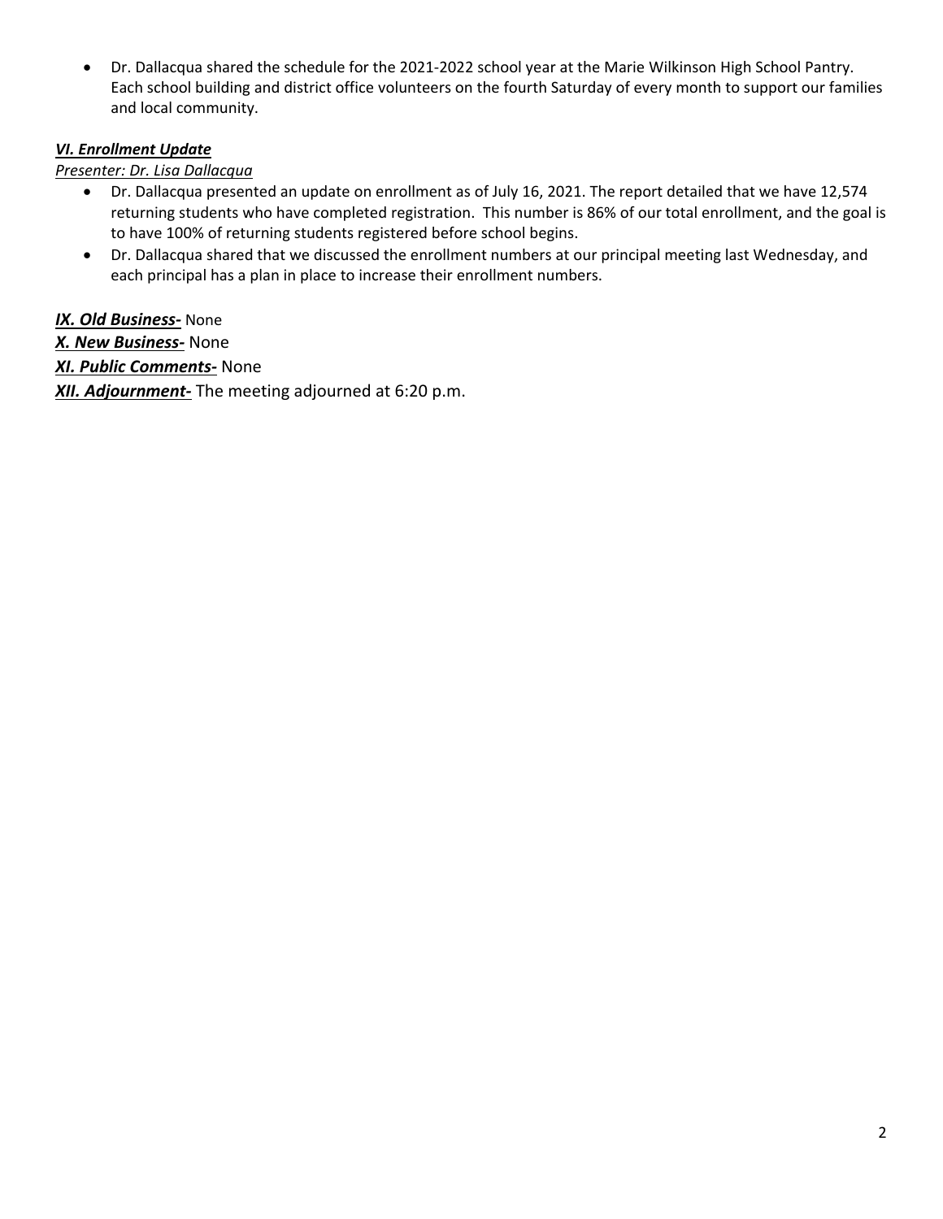- Dr. Dallacqua shared the schedule for the 2021-2022 school year at the Marie Wilkinson High School Pantry. Each school building and district office volunteers on the fourth Saturday of every month to support our families and local community.

***VI. Enrollment Update***

*Presenter: Dr. Lisa Dallacqua*

- Dr. Dallacqua presented an update on enrollment as of July 16, 2021. The report detailed that we have 12,574 returning students who have completed registration. This number is 86% of our total enrollment, and the goal is to have 100% of returning students registered before school begins.
- Dr. Dallacqua shared that we discussed the enrollment numbers at our principal meeting last Wednesday, and each principal has a plan in place to increase their enrollment numbers.

***IX. Old Business-*** None

***X. New Business-*** None

***XI. Public Comments-*** None

***XII. Adjournment-*** The meeting adjourned at 6:20 p.m.